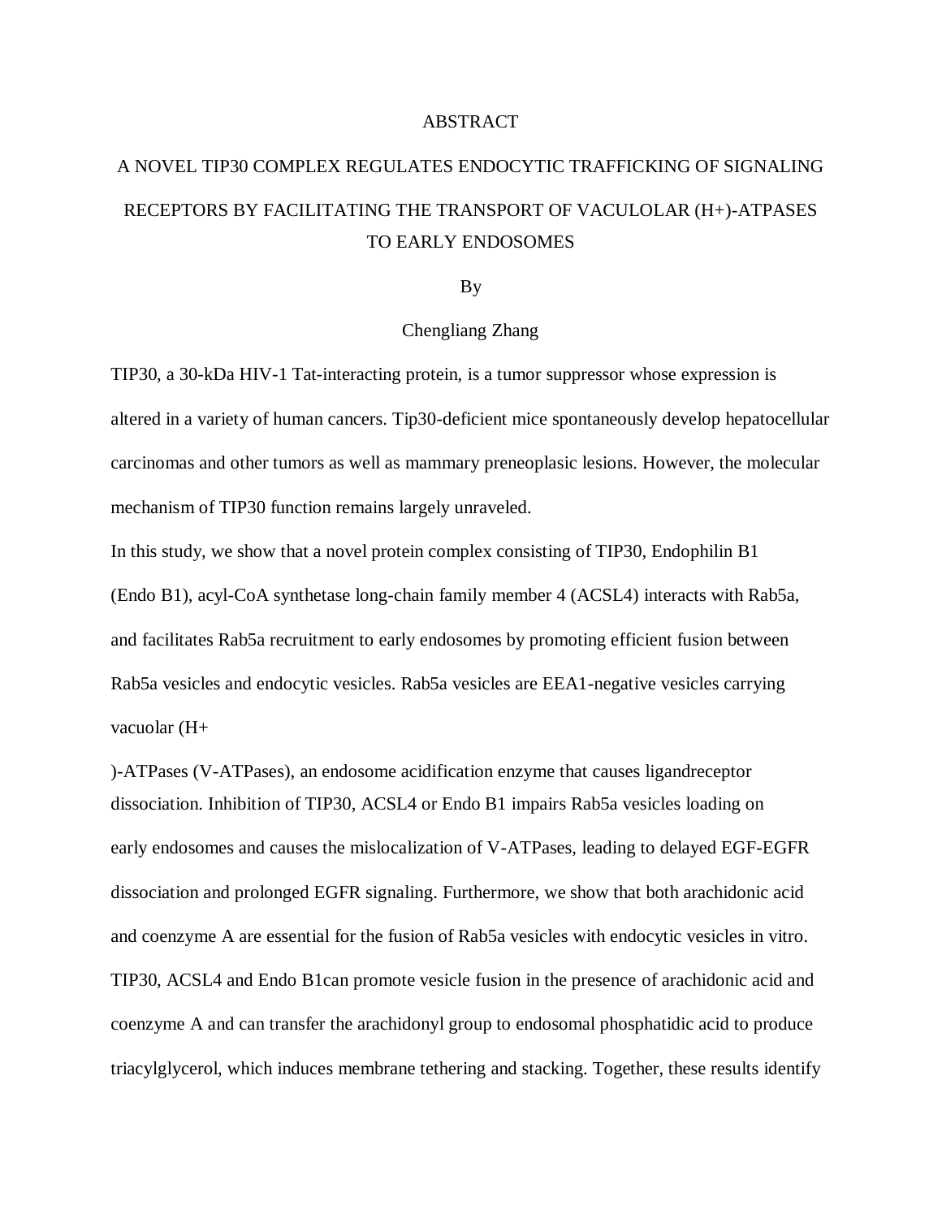# ABSTRACT

## A NOVEL TIP30 COMPLEX REGULATES ENDOCYTIC TRAFFICKING OF SIGNALING RECEPTORS BY FACILITATING THE TRANSPORT OF VACULOLAR (H+)-ATPASES TO EARLY ENDOSOMES

By

Chengliang Zhang

TIP30, a 30-kDa HIV-1 Tat-interacting protein, is a tumor suppressor whose expression is altered in a variety of human cancers. Tip30-deficient mice spontaneously develop hepatocellular carcinomas and other tumors as well as mammary preneoplasic lesions. However, the molecular mechanism of TIP30 function remains largely unraveled.

In this study, we show that a novel protein complex consisting of TIP30, Endophilin B1 (Endo B1), acyl-CoA synthetase long-chain family member 4 (ACSL4) interacts with Rab5a, and facilitates Rab5a recruitment to early endosomes by promoting efficient fusion between Rab5a vesicles and endocytic vesicles. Rab5a vesicles are EEA1-negative vesicles carrying vacuolar ($H^+$)-ATPases (V-ATPases), an endosome acidification enzyme that causes ligandreceptor dissociation. Inhibition of TIP30, ACSL4 or Endo B1 impairs Rab5a vesicles loading on early endosomes and causes the mislocalization of V-ATPases, leading to delayed EGF-EGFR dissociation and prolonged EGFR signaling. Furthermore, we show that both arachidonic acid and coenzyme A are essential for the fusion of Rab5a vesicles with endocytic vesicles in vitro. TIP30, ACSL4 and Endo B1can promote vesicle fusion in the presence of arachidonic acid and coenzyme A and can transfer the arachidonyl group to endosomal phosphatidic acid to produce triacylglycerol, which induces membrane tethering and stacking. Together, these results identify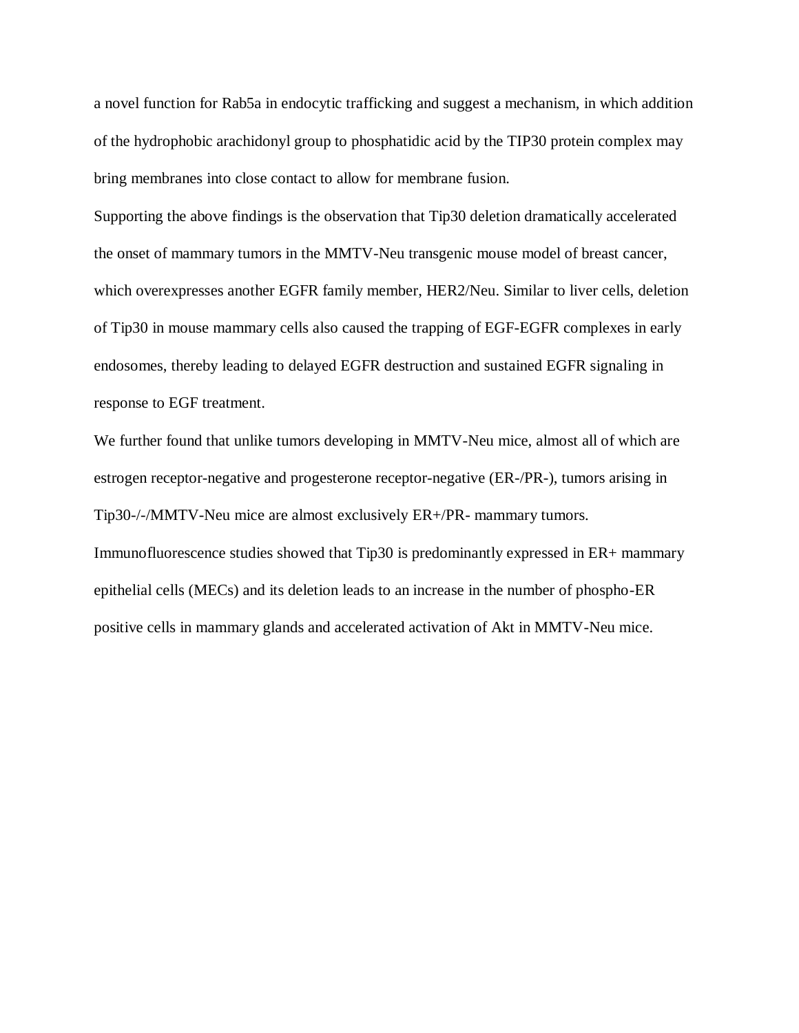a novel function for Rab5a in endocytic trafficking and suggest a mechanism, in which addition of the hydrophobic arachidonyl group to phosphatidic acid by the TIP30 protein complex may bring membranes into close contact to allow for membrane fusion.

Supporting the above findings is the observation that Tip30 deletion dramatically accelerated the onset of mammary tumors in the MMTV-Neu transgenic mouse model of breast cancer, which overexpresses another EGFR family member, HER2/Neu. Similar to liver cells, deletion of Tip30 in mouse mammary cells also caused the trapping of EGF-EGFR complexes in early endosomes, thereby leading to delayed EGFR destruction and sustained EGFR signaling in response to EGF treatment.

We further found that unlike tumors developing in MMTV-Neu mice, almost all of which are estrogen receptor-negative and progesterone receptor-negative (ER-/PR-), tumors arising in Tip30-/-/MMTV-Neu mice are almost exclusively ER+/PR- mammary tumors. Immunofluorescence studies showed that Tip30 is predominantly expressed in ER+ mammary epithelial cells (MECs) and its deletion leads to an increase in the number of phospho-ER positive cells in mammary glands and accelerated activation of Akt in MMTV-Neu mice.